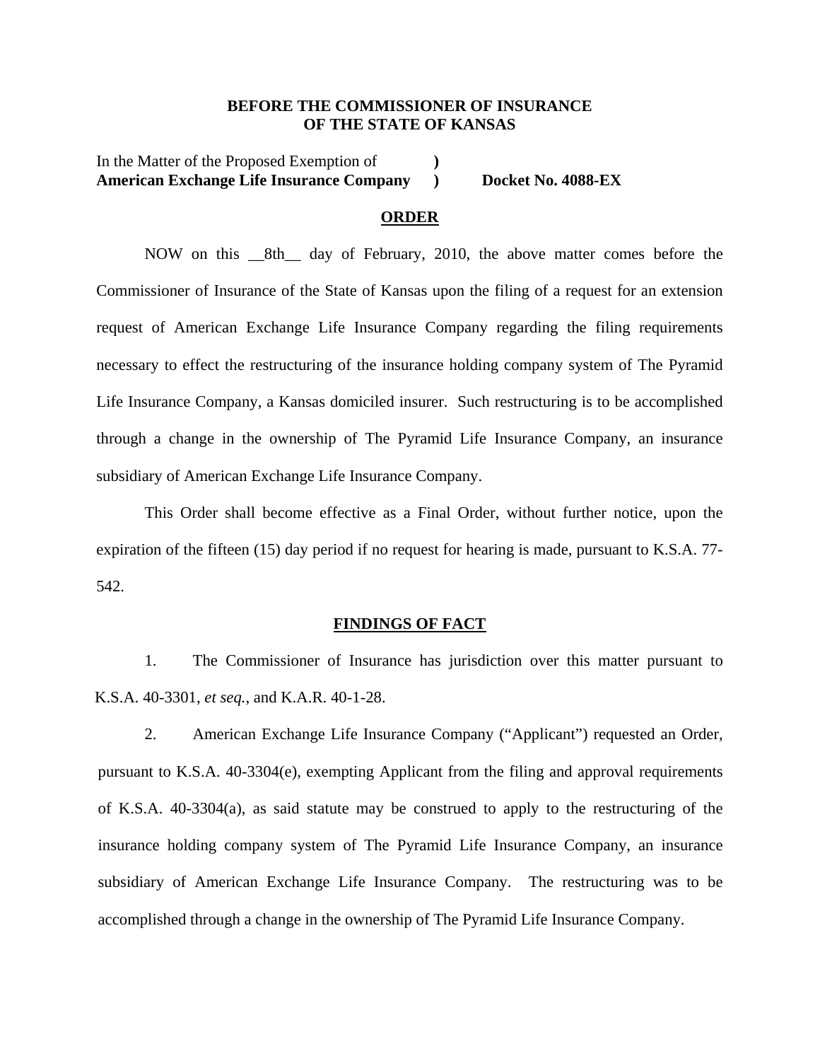**BEFORE THE COMMISSIONER OF INSURANCE**
**OF THE STATE OF KANSAS**

In the Matter of the Proposed Exemption of )
**American Exchange Life Insurance Company )** **Docket No. 4088-EX**

## ORDER

NOW on this __8th__ day of February, 2010, the above matter comes before the Commissioner of Insurance of the State of Kansas upon the filing of a request for an extension request of American Exchange Life Insurance Company regarding the filing requirements necessary to effect the restructuring of the insurance holding company system of The Pyramid Life Insurance Company, a Kansas domiciled insurer. Such restructuring is to be accomplished through a change in the ownership of The Pyramid Life Insurance Company, an insurance subsidiary of American Exchange Life Insurance Company.

This Order shall become effective as a Final Order, without further notice, upon the expiration of the fifteen (15) day period if no request for hearing is made, pursuant to K.S.A. 77-542.

## FINDINGS OF FACT

1. The Commissioner of Insurance has jurisdiction over this matter pursuant to K.S.A. 40-3301, *et seq.*, and K.A.R. 40-1-28.

2. American Exchange Life Insurance Company ("Applicant") requested an Order, pursuant to K.S.A. 40-3304(e), exempting Applicant from the filing and approval requirements of K.S.A. 40-3304(a), as said statute may be construed to apply to the restructuring of the insurance holding company system of The Pyramid Life Insurance Company, an insurance subsidiary of American Exchange Life Insurance Company. The restructuring was to be accomplished through a change in the ownership of The Pyramid Life Insurance Company.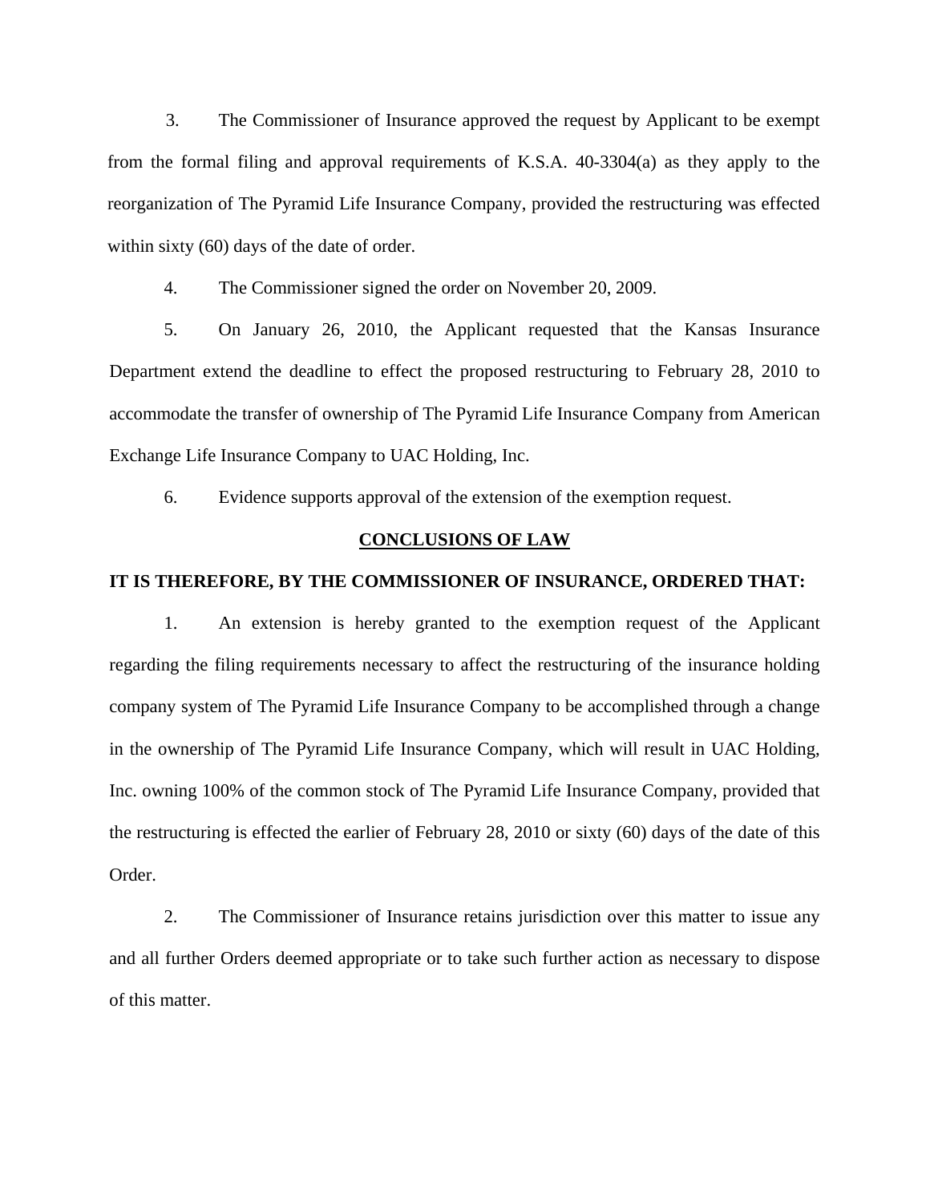3. The Commissioner of Insurance approved the request by Applicant to be exempt from the formal filing and approval requirements of K.S.A. 40-3304(a) as they apply to the reorganization of The Pyramid Life Insurance Company, provided the restructuring was effected within sixty (60) days of the date of order.

4. The Commissioner signed the order on November 20, 2009.

5. On January 26, 2010, the Applicant requested that the Kansas Insurance Department extend the deadline to effect the proposed restructuring to February 28, 2010 to accommodate the transfer of ownership of The Pyramid Life Insurance Company from American Exchange Life Insurance Company to UAC Holding, Inc.

6. Evidence supports approval of the extension of the exemption request.

## CONCLUSIONS OF LAW

**IT IS THEREFORE, BY THE COMMISSIONER OF INSURANCE, ORDERED THAT:**

1. An extension is hereby granted to the exemption request of the Applicant regarding the filing requirements necessary to affect the restructuring of the insurance holding company system of The Pyramid Life Insurance Company to be accomplished through a change in the ownership of The Pyramid Life Insurance Company, which will result in UAC Holding, Inc. owning 100% of the common stock of The Pyramid Life Insurance Company, provided that the restructuring is effected the earlier of February 28, 2010 or sixty (60) days of the date of this Order.

2. The Commissioner of Insurance retains jurisdiction over this matter to issue any and all further Orders deemed appropriate or to take such further action as necessary to dispose of this matter.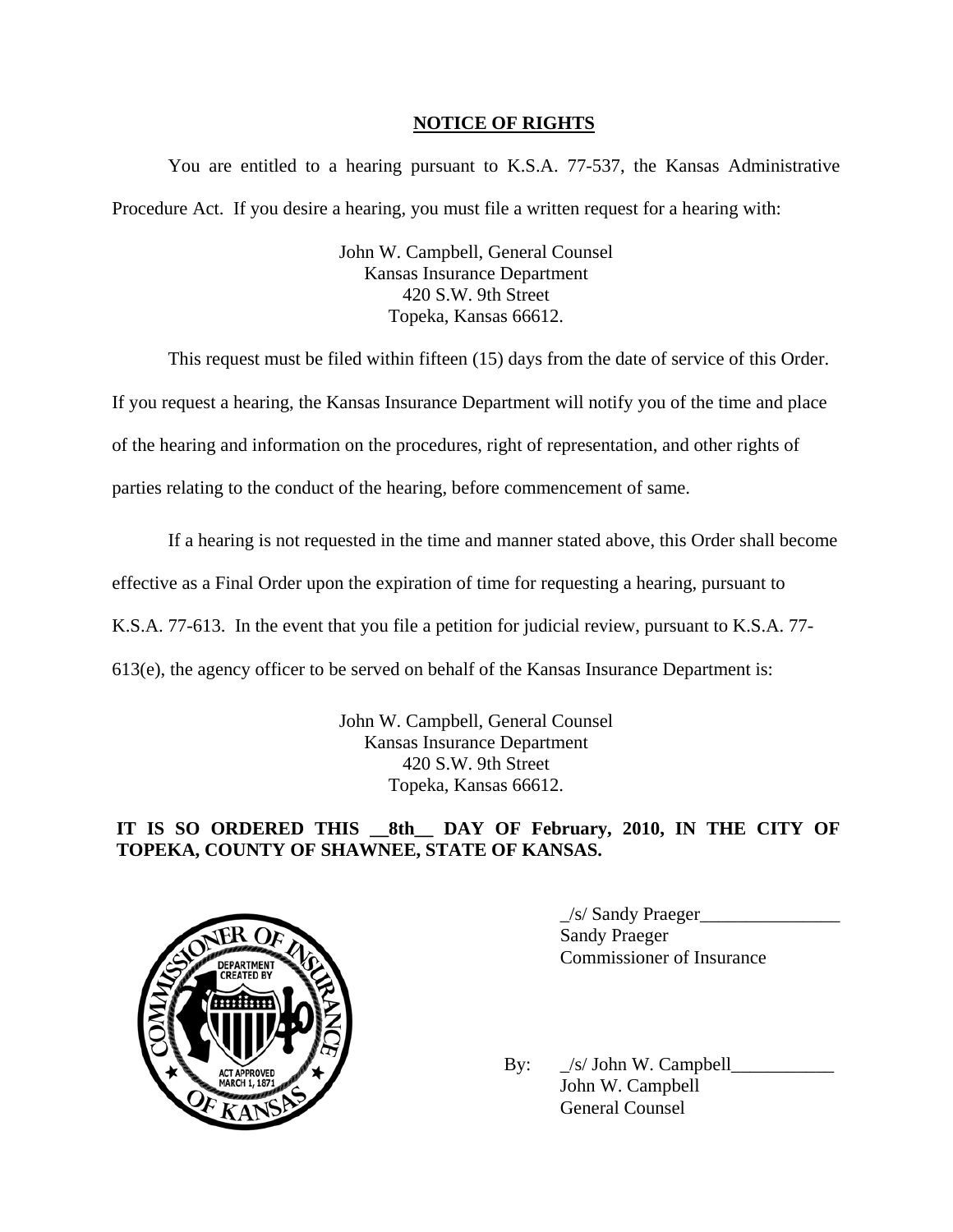## NOTICE OF RIGHTS

You are entitled to a hearing pursuant to K.S.A. 77-537, the Kansas Administrative Procedure Act. If you desire a hearing, you must file a written request for a hearing with:

John W. Campbell, General Counsel
Kansas Insurance Department
420 S.W. 9th Street
Topeka, Kansas 66612.

This request must be filed within fifteen (15) days from the date of service of this Order. If you request a hearing, the Kansas Insurance Department will notify you of the time and place of the hearing and information on the procedures, right of representation, and other rights of parties relating to the conduct of the hearing, before commencement of same.

If a hearing is not requested in the time and manner stated above, this Order shall become effective as a Final Order upon the expiration of time for requesting a hearing, pursuant to K.S.A. 77-613. In the event that you file a petition for judicial review, pursuant to K.S.A. 77-613(e), the agency officer to be served on behalf of the Kansas Insurance Department is:

John W. Campbell, General Counsel
Kansas Insurance Department
420 S.W. 9th Street
Topeka, Kansas 66612.

**IT IS SO ORDERED THIS __8th__ DAY OF February, 2010, IN THE CITY OF TOPEKA, COUNTY OF SHAWNEE, STATE OF KANSAS.**

_/s/ Sandy Praeger_______________
Sandy Praeger
Commissioner of Insurance

By: _/s/ John W. Campbell___________
John W. Campbell
General Counsel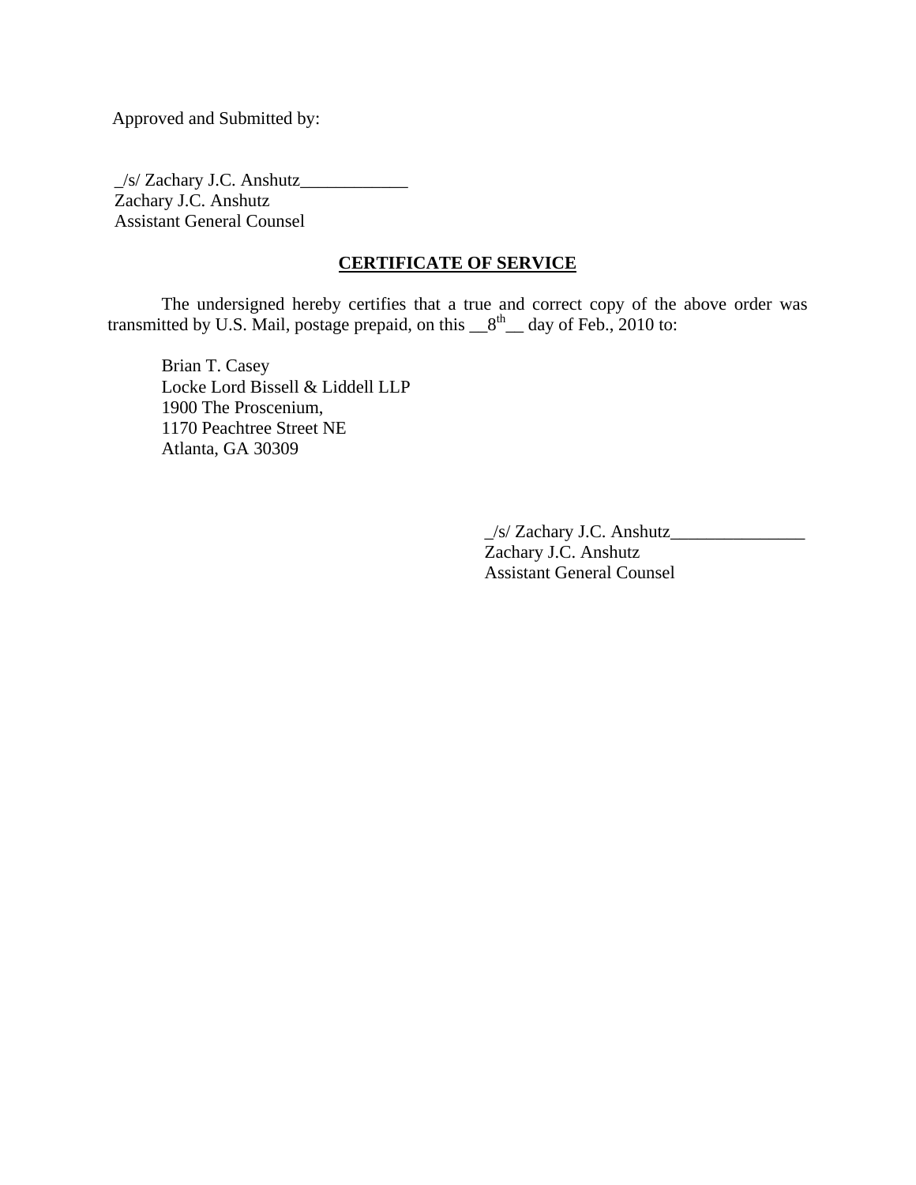Approved and Submitted by:

_/s/ Zachary J.C. Anshutz____________  
Zachary J.C. Anshutz  
Assistant General Counsel

**CERTIFICATE OF SERVICE**

The undersigned hereby certifies that a true and correct copy of the above order was transmitted by U.S. Mail, postage prepaid, on this __8th__ day of Feb., 2010 to:

Brian T. Casey  
Locke Lord Bissell & Liddell LLP  
1900 The Proscenium,  
1170 Peachtree Street NE  
Atlanta, GA 30309

_/s/ Zachary J.C. Anshutz_______________  
Zachary J.C. Anshutz  
Assistant General Counsel